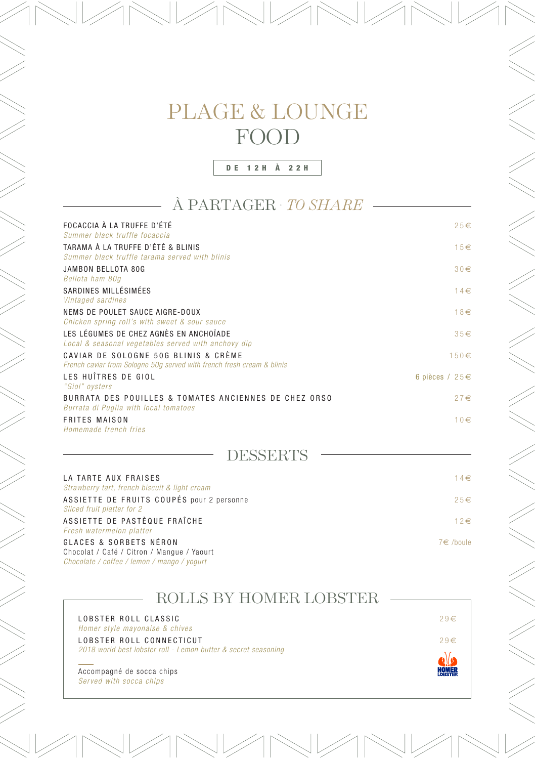# PLAGE & LOUNGE FOOD

**DE 12H À 22H**

## À PARTAGER · *TO SHARE*

FOCACCIA À LA TRUFFE D'ÉTÉ — 25€
*Summer black truffle focaccia*

TARAMA À LA TRUFFE D'ÉTÉ & BLINIS — 15€
*Summer black truffle tarama served with blinis*

JAMBON BELLOTA 80G — 30€
*Bellota ham 80g*

SARDINES MILLÉSIMÉES — 14€
*Vintaged sardines*

NEMS DE POULET SAUCE AIGRE-DOUX — 18€
*Chicken spring roll's with sweet & sour sauce*

LES LÉGUMES DE CHEZ AGNÈS EN ANCHOÏADE — 35€
*Local & seasonal vegetables served with anchovy dip*

CAVIAR DE SOLOGNE 50G BLINIS & CRÈME — 150€
*French caviar from Sologne 50g served with french fresh cream & blinis*

LES HUÎTRES DE GIOL — 6 pièces / 25€
*"Giol" oysters*

BURRATA DES POUILLES & TOMATES ANCIENNES DE CHEZ ORSO — 27€
*Burrata di Puglia with local tomatoes*

FRITES MAISON — 10€
*Homemade french fries*

## DESSERTS

LA TARTE AUX FRAISES — 14€
*Strawberry tart, french biscuit & light cream*

ASSIETTE DE FRUITS COUPÉS pour 2 personne — 25€
*Sliced fruit platter for 2*

ASSIETTE DE PASTÈQUE FRAÎCHE — 12€
*Fresh watermelon platter*

GLACES & SORBETS NÉRON — 7€ /boule
Chocolat / Café / Citron / Mangue / Yaourt
*Chocolate / coffee / lemon / mango / yogurt*

## ROLLS BY HOMER LOBSTER

LOBSTER ROLL CLASSIC — 29€
*Homer style mayonaise & chives*

LOBSTER ROLL CONNECTICUT — 29€
*2018 world best lobster roll - Lemon butter & secret seasoning*

Accompagné de socca chips
*Served with socca chips*

HOMER LOBSTER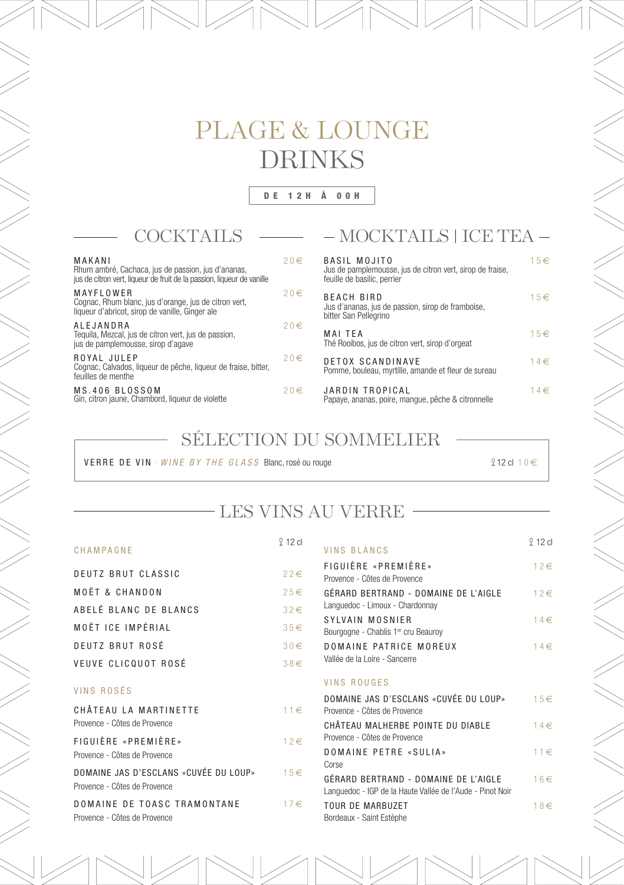# PLAGE & LOUNGE DRINKS

**DE 12H À 00H**

## COCKTAILS

**MAKANI** 20€
Rhum ambré, Cachaca, jus de passion, jus d'ananas, jus de citron vert, liqueur de fruit de la passion, liqueur de vanille

**MAYFLOWER** 20€
Cognac, Rhum blanc, jus d'orange, jus de citron vert, liqueur d'abricot, sirop de vanille, Ginger ale

**ALEJANDRA** 20€
Tequila, Mezcal, jus de citron vert, jus de passion, jus de pamplemousse, sirop d'agave

**ROYAL JULEP** 20€
Cognac, Calvados, liqueur de pêche, liqueur de fraise, bitter, feuilles de menthe

**MS.406 BLOSSOM** 20€
Gin, citron jaune, Chambord, liqueur de violette

## MOCKTAILS | ICE TEA

**BASIL MOJITO** 15€
Jus de pamplemousse, jus de citron vert, sirop de fraise, feuille de basilic, perrier

**BEACH BIRD** 15€
Jus d'ananas, jus de passion, sirop de framboise, bitter San Pellegrino

**MAI TEA** 15€
Thé Rooibos, jus de citron vert, sirop d'orgeat

**DETOX SCANDINAVE** 14€
Pomme, bouleau, myrtille, amande et fleur de sureau

**JARDIN TROPICAL** 14€
Papaye, ananas, poire, mangue, pêche & citronnelle

## SÉLECTION DU SOMMELIER

VERRE DE VIN · *WINE BY THE GLASS* Blanc, rosé ou rouge — 12 cl 10€

## LES VINS AU VERRE

### CHAMPAGNE

| | 12 cl |
|---|---|
| DEUTZ BRUT CLASSIC | 22€ |
| MOËT & CHANDON | 25€ |
| ABELÉ BLANC DE BLANCS | 32€ |
| MOËT ICE IMPÉRIAL | 35€ |
| DEUTZ BRUT ROSÉ | 30€ |
| VEUVE CLICQUOT ROSÉ | 38€ |

### VINS ROSÉS

| | 12 cl |
|---|---|
| CHÂTEAU LA MARTINETTE<br>Provence - Côtes de Provence | 11€ |
| FIGUIÈRE «PREMIÈRE»<br>Provence - Côtes de Provence | 12€ |
| DOMAINE JAS D'ESCLANS «CUVÉE DU LOUP»<br>Provence - Côtes de Provence | 15€ |
| DOMAINE DE TOASC TRAMONTANE<br>Provence - Côtes de Provence | 17€ |

### VINS BLANCS

| | 12 cl |
|---|---|
| FIGUIÈRE «PREMIÈRE»<br>Provence - Côtes de Provence | 12€ |
| GÉRARD BERTRAND - DOMAINE DE L'AIGLE<br>Languedoc - Limoux - Chardonnay | 12€ |
| SYLVAIN MOSNIER<br>Bourgogne - Chablis 1er cru Beauroy | 14€ |
| DOMAINE PATRICE MOREUX<br>Vallée de la Loire - Sancerre | 14€ |

### VINS ROUGES

| | 12 cl |
|---|---|
| DOMAINE JAS D'ESCLANS «CUVÉE DU LOUP»<br>Provence - Côtes de Provence | 15€ |
| CHÂTEAU MALHERBE POINTE DU DIABLE<br>Provence - Côtes de Provence | 14€ |
| DOMAINE PETRE «SULIA»<br>Corse | 11€ |
| GÉRARD BERTRAND - DOMAINE DE L'AIGLE<br>Languedoc - IGP de la Haute Vallée de l'Aude - Pinot Noir | 16€ |
| TOUR DE MARBUZET<br>Bordeaux - Saint Estèphe | 18€ |